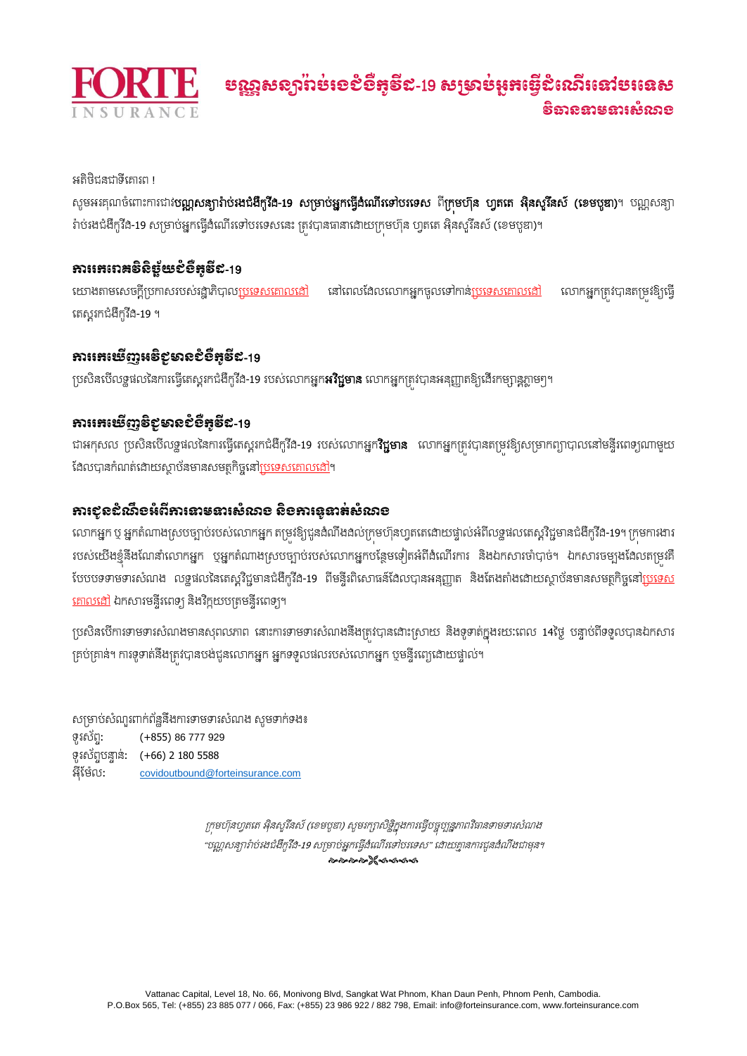**FORTE INSURANCE**

# បណ្ណសន្យារ៉ាប់រងជំងឺកូវីដ-19 សម្រាប់អ្នកធ្វើដំណើរទៅបរទេស
## វិធានទាមទារសំណង

អតិថិជនជាទីគោរព !

សូមអរគុណចំពោះការជាវ**បណ្ណសន្យារ៉ាប់រងជំងឺកូវីដ-19 សម្រាប់អ្នកធ្វើដំណើរទៅបរទេស** ពីក្រុមហ៊ុន **ហ្វតេ អ៊ិនសួរិនស៍ (ខេមបូឌា)**។ បណ្ណសន្យារ៉ាប់រងជំងឺកូវីដ-19 សម្រាប់អ្នកធ្វើដំណើរទៅបរទេសនេះ ត្រូវបានធានាដោយក្រុមហ៊ុន ហ្វតេ អ៊ិនសួរិនស៍ (ខេមបូឌា)។

### ការរកពេធវិនិច្ឆ័យជំងឺកូវីដ-19

យោងតាមសេចក្តីប្រកាសរបស់រដ្ឋាភិបាលប្រទេសគោលដៅ នៅពេលដែលលោកអ្នកចូលទៅកាន់ប្រទេសគោលដៅ លោកអ្នកត្រូវបានតម្រូវឱ្យធ្វើតេស្តរកជំងឺកូវីដ-19 ។

### ការរកឃើញអវិជ្ជមានជំងឺកូវីដ-19

ប្រសិនបើលទ្ធផលនៃការធ្វើតេស្តរកជំងឺកូវីដ-19 របស់លោកអ្នក**អវិជ្ជមាន** លោកអ្នកត្រូវបានអនុញ្ញាតឱ្យដើរកម្សាន្តភ្លាមៗ។

### ការរកឃើញវិជ្ជមានជំងឺកូវីដ-19

ជាអកុសល ប្រសិនបើលទ្ធផលនៃការធ្វើតេស្តរកជំងឺកូវីដ-19 របស់លោកអ្នក**វិជ្ជមាន** លោកអ្នកត្រូវបានតម្រូវឱ្យសម្រាកព្យាបាលនៅមន្ទីរពេទ្យណាមួយដែលបានកំណត់ដោយស្ថាប័នមានសមត្ថកិច្ចនៅប្រទេសគោលដៅ។

### ការជូនដំណឹងអំពីការទាមទារសំណង និងការទូទាត់សំណង

លោកអ្នក ឬ អ្នកតំណាងស្របច្បាប់របស់លោកអ្នក តម្រូវឱ្យជូនដំណឹងដល់ក្រុមហ៊ុនហ្វតេដោយផ្ទាល់អំពីលទ្ធផលតេស្តវិជ្ជមានជំងឺកូវីដ-19។ ក្រុមការងាររបស់យើងខ្ញុំនឹងណែនាំលោកអ្នក ឬអ្នកតំណាងស្របច្បាប់របស់លោកអ្នកបន្ថែមទៀតអំពីដំណើរការ និងឯកសារចាំបាច់។ ឯកសារចម្បងដែលតម្រូវគឺ បែបបទទាមទារសំណង លទ្ធផលនៃតេស្តវិជ្ជមានជំងឺកូវីដ-19 ពីមន្ទីរពិសោធន៍ដែលបានអនុញ្ញាត និងតែងតាំងដោយស្ថាប័នមានសមត្ថកិច្ចនៅប្រទេសគោលដៅ ឯកសារមន្ទីរពេទ្យ និងវិក្កយបត្រមន្ទីរពេទ្យ។

ប្រសិនបើការទាមទារសំណងមានសុពលភាព នោះការទាមទារសំណងនឹងត្រូវបានដោះស្រាយ និងទូទាត់ក្នុងរយៈពេល 14ថ្ងៃ បន្ទាប់ពីទទួលបានឯកសារគ្រប់គ្រាន់។ ការទូទាត់នឹងត្រូវបានបង់ជូនលោកអ្នក អ្នកទទួលផលរបស់លោកអ្នក ឬមន្ទីរពេទ្យដោយផ្ទាល់។

សម្រាប់សំណួរពាក់ព័ន្ធនឹងការទាមទារសំណង សូមទាក់ទង៖

ទូរស័ព្ទ: (+855) 86 777 929
ទូរស័ព្ទបន្ទាន់: (+66) 2 180 5588
អ៊ីម៉ែល: covidoutbound@forteinsurance.com

*ក្រុមហ៊ុនហ្វតេ អ៊ិនសួរិនស៍ (ខេមបូឌា) សូមរក្សាសិទ្ធិក្នុងការធ្វើបច្ចុប្បន្នភាពវិធានទាមទារសំណង "បណ្ណសន្យារ៉ាប់រងជំងឺកូវីដ-19 សម្រាប់អ្នកធ្វើដំណើរទៅបរទេស" ដោយគ្មានការជូនដំណឹងជាមុន។*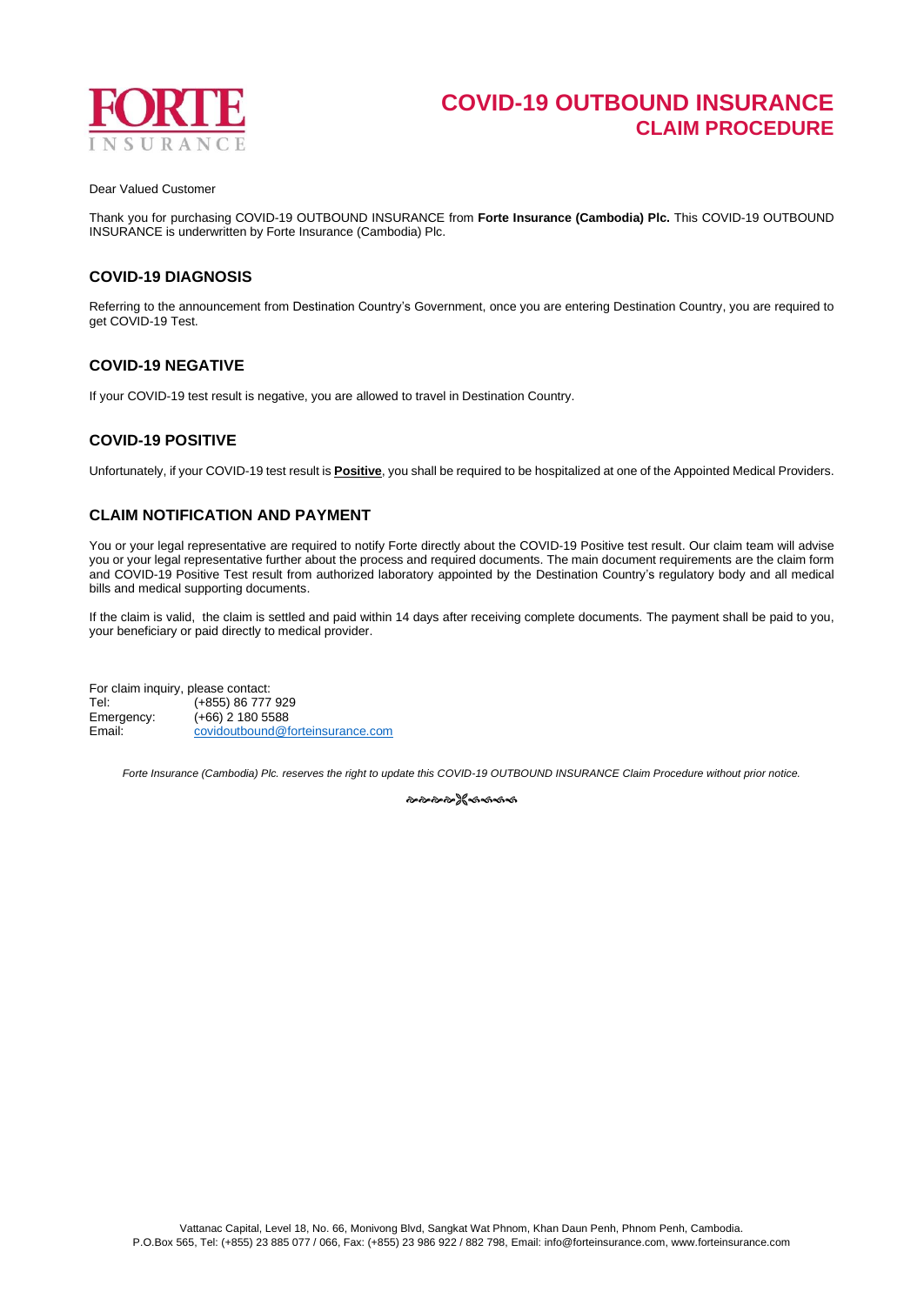# COVID-19 OUTBOUND INSURANCE
## CLAIM PROCEDURE

Dear Valued Customer

Thank you for purchasing COVID-19 OUTBOUND INSURANCE from **Forte Insurance (Cambodia) Plc.** This COVID-19 OUTBOUND INSURANCE is underwritten by Forte Insurance (Cambodia) Plc.

### COVID-19 DIAGNOSIS

Referring to the announcement from Destination Country's Government, once you are entering Destination Country, you are required to get COVID-19 Test.

### COVID-19 NEGATIVE

If your COVID-19 test result is negative, you are allowed to travel in Destination Country.

### COVID-19 POSITIVE

Unfortunately, if your COVID-19 test result is **Positive**, you shall be required to be hospitalized at one of the Appointed Medical Providers.

### CLAIM NOTIFICATION AND PAYMENT

You or your legal representative are required to notify Forte directly about the COVID-19 Positive test result. Our claim team will advise you or your legal representative further about the process and required documents. The main document requirements are the claim form and COVID-19 Positive Test result from authorized laboratory appointed by the Destination Country's regulatory body and all medical bills and medical supporting documents.

If the claim is valid, the claim is settled and paid within 14 days after receiving complete documents. The payment shall be paid to you, your beneficiary or paid directly to medical provider.

For claim inquiry, please contact:

| | |
|---|---|
| Tel: | (+855) 86 777 929 |
| Emergency: | (+66) 2 180 5588 |
| Email: | covidoutbound@forteinsurance.com |

*Forte Insurance (Cambodia) Plc. reserves the right to update this COVID-19 OUTBOUND INSURANCE Claim Procedure without prior notice.*

Vattanac Capital, Level 18, No. 66, Monivong Blvd, Sangkat Wat Phnom, Khan Daun Penh, Phnom Penh, Cambodia.
P.O.Box 565, Tel: (+855) 23 885 077 / 066, Fax: (+855) 23 986 922 / 882 798, Email: info@forteinsurance.com, www.forteinsurance.com